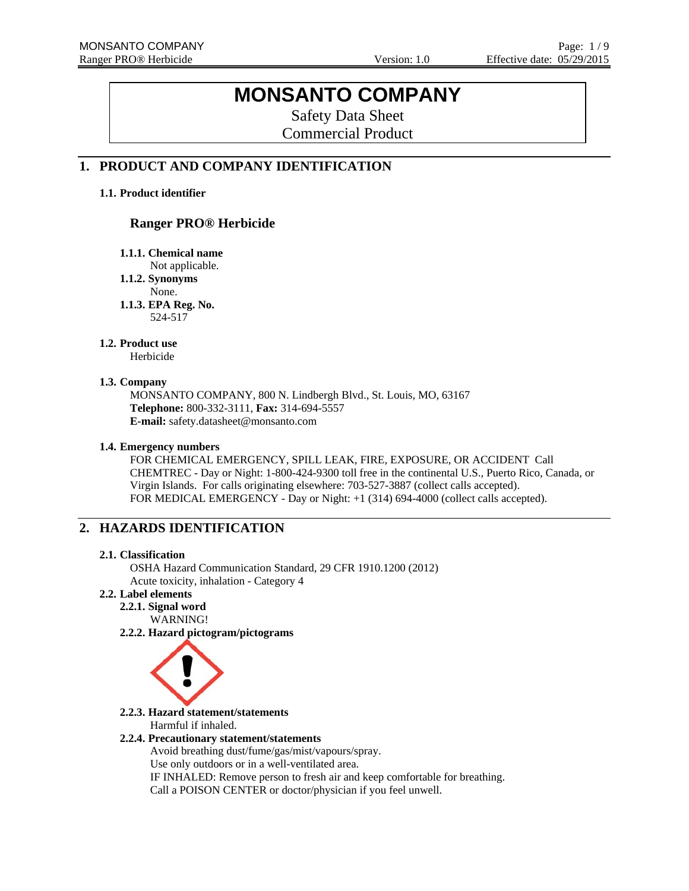# MONSANTO COMPANY

Safety Data Sheet
Commercial Product

## 1. PRODUCT AND COMPANY IDENTIFICATION

### 1.1. Product identifier

**Ranger PRO® Herbicide**

**1.1.1. Chemical name**
Not applicable.

**1.1.2. Synonyms**
None.

**1.1.3. EPA Reg. No.**
524-517

### 1.2. Product use

Herbicide

### 1.3. Company

MONSANTO COMPANY, 800 N. Lindbergh Blvd., St. Louis, MO, 63167
**Telephone:** 800-332-3111, **Fax:** 314-694-5557
**E-mail:** safety.datasheet@monsanto.com

### 1.4. Emergency numbers

FOR CHEMICAL EMERGENCY, SPILL LEAK, FIRE, EXPOSURE, OR ACCIDENT Call CHEMTREC - Day or Night: 1-800-424-9300 toll free in the continental U.S., Puerto Rico, Canada, or Virgin Islands. For calls originating elsewhere: 703-527-3887 (collect calls accepted).
FOR MEDICAL EMERGENCY - Day or Night: +1 (314) 694-4000 (collect calls accepted).

## 2. HAZARDS IDENTIFICATION

### 2.1. Classification

OSHA Hazard Communication Standard, 29 CFR 1910.1200 (2012)
Acute toxicity, inhalation - Category 4

### 2.2. Label elements

**2.2.1. Signal word**
WARNING!

**2.2.2. Hazard pictogram/pictograms**

**2.2.3. Hazard statement/statements**
Harmful if inhaled.

**2.2.4. Precautionary statement/statements**
Avoid breathing dust/fume/gas/mist/vapours/spray.
Use only outdoors or in a well-ventilated area.
IF INHALED: Remove person to fresh air and keep comfortable for breathing.
Call a POISON CENTER or doctor/physician if you feel unwell.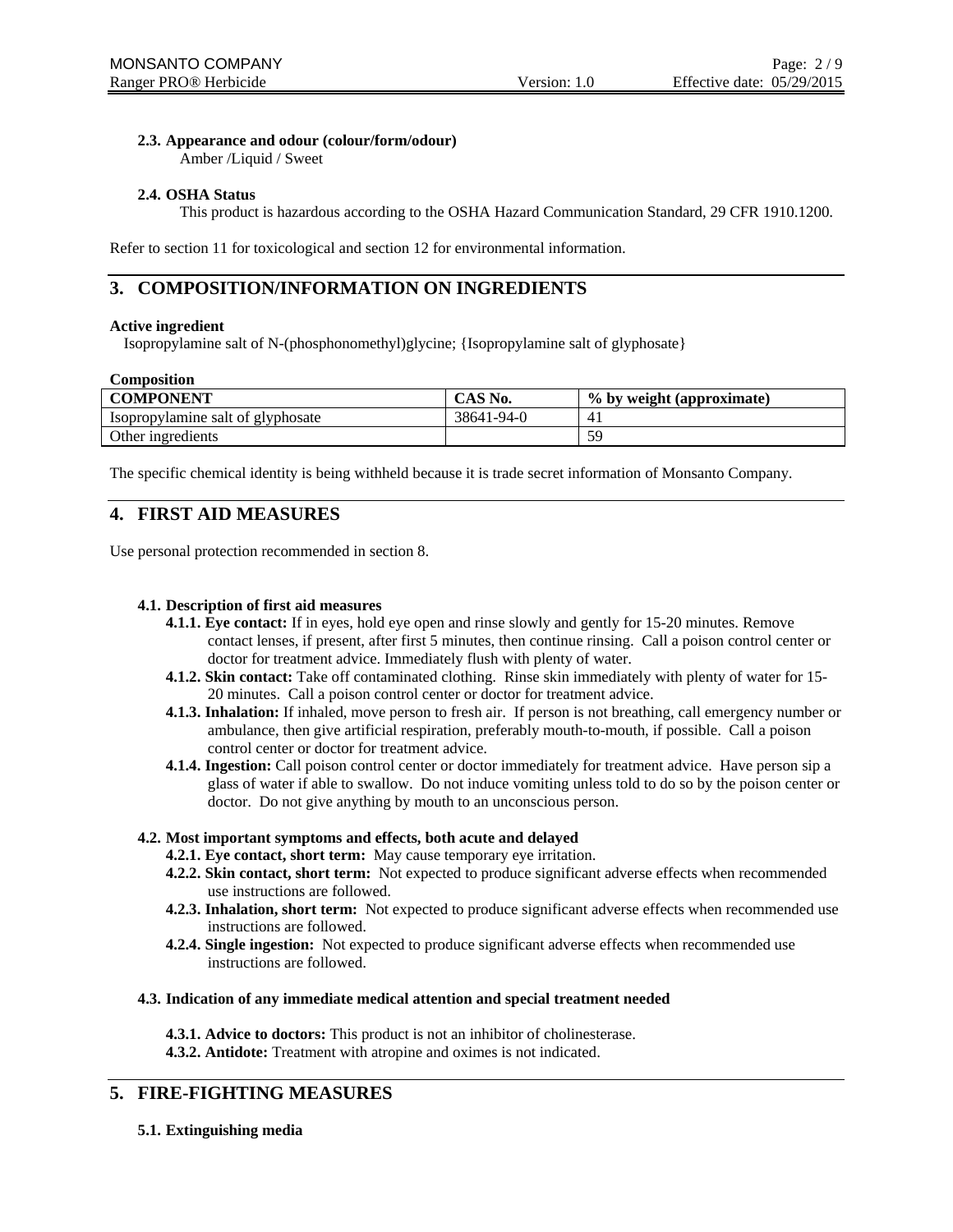#### 2.3. Appearance and odour (colour/form/odour)

Amber /Liquid / Sweet

#### 2.4. OSHA Status

This product is hazardous according to the OSHA Hazard Communication Standard, 29 CFR 1910.1200.

Refer to section 11 for toxicological and section 12 for environmental information.

## 3. COMPOSITION/INFORMATION ON INGREDIENTS

**Active ingredient**

Isopropylamine salt of N-(phosphonomethyl)glycine; {Isopropylamine salt of glyphosate}

**Composition**

| COMPONENT | CAS No. | % by weight (approximate) |
|---|---|---|
| Isopropylamine salt of glyphosate | 38641-94-0 | 41 |
| Other ingredients | | 59 |

The specific chemical identity is being withheld because it is trade secret information of Monsanto Company.

## 4. FIRST AID MEASURES

Use personal protection recommended in section 8.

#### 4.1. Description of first aid measures

- **4.1.1. Eye contact:** If in eyes, hold eye open and rinse slowly and gently for 15-20 minutes. Remove contact lenses, if present, after first 5 minutes, then continue rinsing. Call a poison control center or doctor for treatment advice. Immediately flush with plenty of water.
- **4.1.2. Skin contact:** Take off contaminated clothing. Rinse skin immediately with plenty of water for 15-20 minutes. Call a poison control center or doctor for treatment advice.
- **4.1.3. Inhalation:** If inhaled, move person to fresh air. If person is not breathing, call emergency number or ambulance, then give artificial respiration, preferably mouth-to-mouth, if possible. Call a poison control center or doctor for treatment advice.
- **4.1.4. Ingestion:** Call poison control center or doctor immediately for treatment advice. Have person sip a glass of water if able to swallow. Do not induce vomiting unless told to do so by the poison center or doctor. Do not give anything by mouth to an unconscious person.

#### 4.2. Most important symptoms and effects, both acute and delayed

- **4.2.1. Eye contact, short term:** May cause temporary eye irritation.
- **4.2.2. Skin contact, short term:** Not expected to produce significant adverse effects when recommended use instructions are followed.
- **4.2.3. Inhalation, short term:** Not expected to produce significant adverse effects when recommended use instructions are followed.
- **4.2.4. Single ingestion:** Not expected to produce significant adverse effects when recommended use instructions are followed.

#### 4.3. Indication of any immediate medical attention and special treatment needed

- **4.3.1. Advice to doctors:** This product is not an inhibitor of cholinesterase.
- **4.3.2. Antidote:** Treatment with atropine and oximes is not indicated.

## 5. FIRE-FIGHTING MEASURES

#### 5.1. Extinguishing media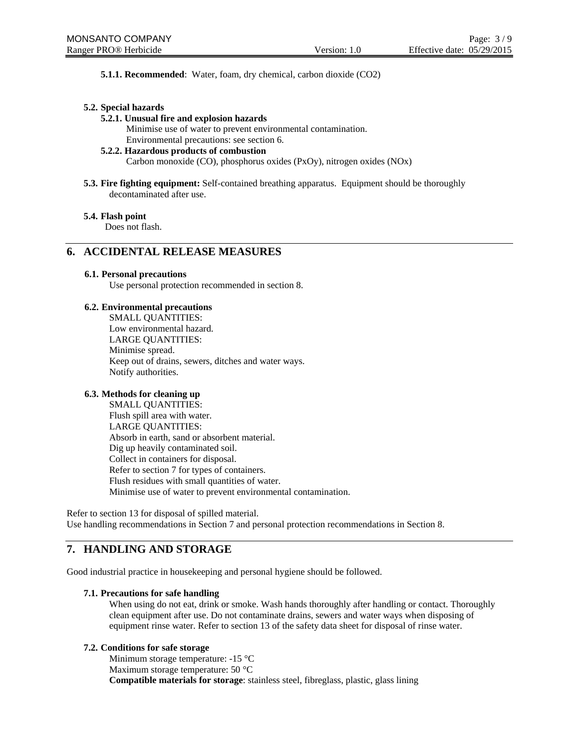**5.1.1. Recommended**: Water, foam, dry chemical, carbon dioxide ($CO_2$)

**5.2. Special hazards**

**5.2.1. Unusual fire and explosion hazards**

Minimise use of water to prevent environmental contamination.
Environmental precautions: see section 6.

**5.2.2. Hazardous products of combustion**

Carbon monoxide (CO), phosphorus oxides ($P_xO_y$), nitrogen oxides ($NO_x$)

**5.3. Fire fighting equipment:** Self-contained breathing apparatus. Equipment should be thoroughly decontaminated after use.

**5.4. Flash point**

Does not flash.

## 6. ACCIDENTAL RELEASE MEASURES

**6.1. Personal precautions**

Use personal protection recommended in section 8.

**6.2. Environmental precautions**

SMALL QUANTITIES:
Low environmental hazard.
LARGE QUANTITIES:
Minimise spread.
Keep out of drains, sewers, ditches and water ways.
Notify authorities.

**6.3. Methods for cleaning up**

SMALL QUANTITIES:
Flush spill area with water.
LARGE QUANTITIES:
Absorb in earth, sand or absorbent material.
Dig up heavily contaminated soil.
Collect in containers for disposal.
Refer to section 7 for types of containers.
Flush residues with small quantities of water.
Minimise use of water to prevent environmental contamination.

Refer to section 13 for disposal of spilled material.
Use handling recommendations in Section 7 and personal protection recommendations in Section 8.

## 7. HANDLING AND STORAGE

Good industrial practice in housekeeping and personal hygiene should be followed.

**7.1. Precautions for safe handling**

When using do not eat, drink or smoke. Wash hands thoroughly after handling or contact. Thoroughly clean equipment after use. Do not contaminate drains, sewers and water ways when disposing of equipment rinse water. Refer to section 13 of the safety data sheet for disposal of rinse water.

**7.2. Conditions for safe storage**

Minimum storage temperature: -15 °C
Maximum storage temperature: 50 °C
**Compatible materials for storage**: stainless steel, fibreglass, plastic, glass lining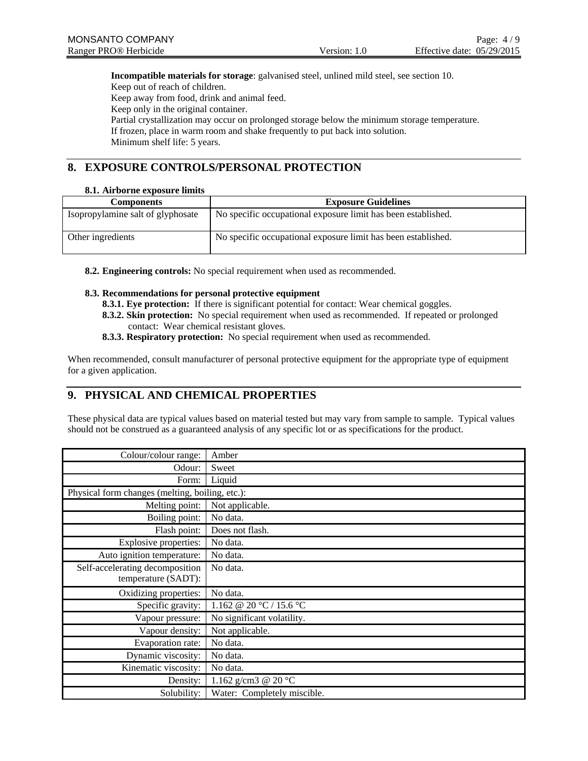**Incompatible materials for storage**: galvanised steel, unlined mild steel, see section 10.
Keep out of reach of children.
Keep away from food, drink and animal feed.
Keep only in the original container.
Partial crystallization may occur on prolonged storage below the minimum storage temperature.
If frozen, place in warm room and shake frequently to put back into solution.
Minimum shelf life: 5 years.

## 8. EXPOSURE CONTROLS/PERSONAL PROTECTION

### 8.1. Airborne exposure limits

| Components | Exposure Guidelines |
|---|---|
| Isopropylamine salt of glyphosate | No specific occupational exposure limit has been established. |
| Other ingredients | No specific occupational exposure limit has been established. |

**8.2. Engineering controls:** No special requirement when used as recommended.

**8.3. Recommendations for personal protective equipment**

**8.3.1. Eye protection:** If there is significant potential for contact: Wear chemical goggles.

**8.3.2. Skin protection:** No special requirement when used as recommended. If repeated or prolonged contact: Wear chemical resistant gloves.

**8.3.3. Respiratory protection:** No special requirement when used as recommended.

When recommended, consult manufacturer of personal protective equipment for the appropriate type of equipment for a given application.

## 9. PHYSICAL AND CHEMICAL PROPERTIES

These physical data are typical values based on material tested but may vary from sample to sample. Typical values should not be construed as a guaranteed analysis of any specific lot or as specifications for the product.

| | |
|---|---|
| Colour/colour range: | Amber |
| Odour: | Sweet |
| Form: | Liquid |
| Physical form changes (melting, boiling, etc.): | |
| Melting point: | Not applicable. |
| Boiling point: | No data. |
| Flash point: | Does not flash. |
| Explosive properties: | No data. |
| Auto ignition temperature: | No data. |
| Self-accelerating decomposition temperature (SADT): | No data. |
| Oxidizing properties: | No data. |
| Specific gravity: | 1.162 @ 20 °C / 15.6 °C |
| Vapour pressure: | No significant volatility. |
| Vapour density: | Not applicable. |
| Evaporation rate: | No data. |
| Dynamic viscosity: | No data. |
| Kinematic viscosity: | No data. |
| Density: | 1.162 g/cm3 @ 20 °C |
| Solubility: | Water: Completely miscible. |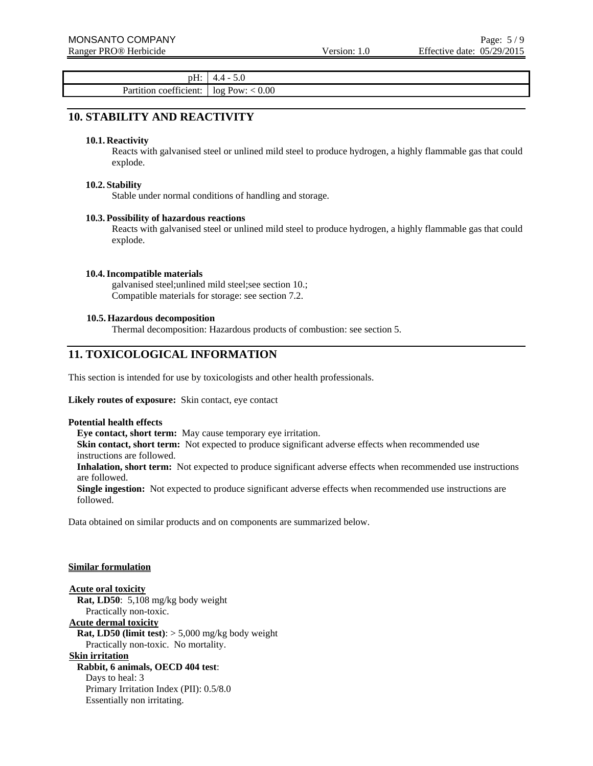| | |
|---|---|
| pH: | 4.4 - 5.0 |
| Partition coefficient: | log Pow: < 0.00 |

## 10. STABILITY AND REACTIVITY

### 10.1. Reactivity

Reacts with galvanised steel or unlined mild steel to produce hydrogen, a highly flammable gas that could explode.

### 10.2. Stability

Stable under normal conditions of handling and storage.

### 10.3. Possibility of hazardous reactions

Reacts with galvanised steel or unlined mild steel to produce hydrogen, a highly flammable gas that could explode.

### 10.4. Incompatible materials

galvanised steel;unlined mild steel;see section 10.;
Compatible materials for storage: see section 7.2.

### 10.5. Hazardous decomposition

Thermal decomposition: Hazardous products of combustion: see section 5.

## 11. TOXICOLOGICAL INFORMATION

This section is intended for use by toxicologists and other health professionals.

**Likely routes of exposure:** Skin contact, eye contact

**Potential health effects**

**Eye contact, short term:** May cause temporary eye irritation.
**Skin contact, short term:** Not expected to produce significant adverse effects when recommended use instructions are followed.
**Inhalation, short term:** Not expected to produce significant adverse effects when recommended use instructions are followed.
**Single ingestion:** Not expected to produce significant adverse effects when recommended use instructions are followed.

Data obtained on similar products and on components are summarized below.

**Similar formulation**

**Acute oral toxicity**
**Rat, LD50**: 5,108 mg/kg body weight
Practically non-toxic.

**Acute dermal toxicity**
**Rat, LD50 (limit test)**: > 5,000 mg/kg body weight
Practically non-toxic. No mortality.

**Skin irritation**
**Rabbit, 6 animals, OECD 404 test**:
Days to heal: 3
Primary Irritation Index (PII): 0.5/8.0
Essentially non irritating.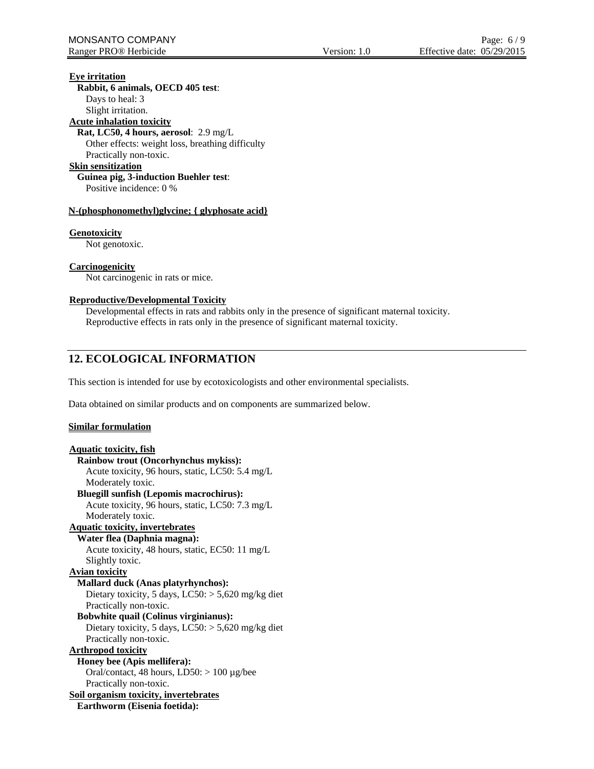**Eye irritation**

**Rabbit, 6 animals, OECD 405 test**:
Days to heal: 3
Slight irritation.

**Acute inhalation toxicity**

**Rat, LC50, 4 hours, aerosol**: 2.9 mg/L
Other effects: weight loss, breathing difficulty
Practically non-toxic.

**Skin sensitization**

**Guinea pig, 3-induction Buehler test**:
Positive incidence: 0 %

**N-(phosphonomethyl)glycine; { glyphosate acid}**

**Genotoxicity**

Not genotoxic.

**Carcinogenicity**

Not carcinogenic in rats or mice.

**Reproductive/Developmental Toxicity**

Developmental effects in rats and rabbits only in the presence of significant maternal toxicity.
Reproductive effects in rats only in the presence of significant maternal toxicity.

## 12. ECOLOGICAL INFORMATION

This section is intended for use by ecotoxicologists and other environmental specialists.

Data obtained on similar products and on components are summarized below.

**Similar formulation**

**Aquatic toxicity, fish**

**Rainbow trout (Oncorhynchus mykiss):**
Acute toxicity, 96 hours, static, LC50: 5.4 mg/L
Moderately toxic.

**Bluegill sunfish (Lepomis macrochirus):**
Acute toxicity, 96 hours, static, LC50: 7.3 mg/L
Moderately toxic.

**Aquatic toxicity, invertebrates**

**Water flea (Daphnia magna):**
Acute toxicity, 48 hours, static, EC50: 11 mg/L
Slightly toxic.

**Avian toxicity**

**Mallard duck (Anas platyrhynchos):**
Dietary toxicity, 5 days, LC50: > 5,620 mg/kg diet
Practically non-toxic.

**Bobwhite quail (Colinus virginianus):**
Dietary toxicity, 5 days, LC50: > 5,620 mg/kg diet
Practically non-toxic.

**Arthropod toxicity**

**Honey bee (Apis mellifera):**
Oral/contact, 48 hours, LD50: > 100 µg/bee
Practically non-toxic.

**Soil organism toxicity, invertebrates**

**Earthworm (Eisenia foetida):**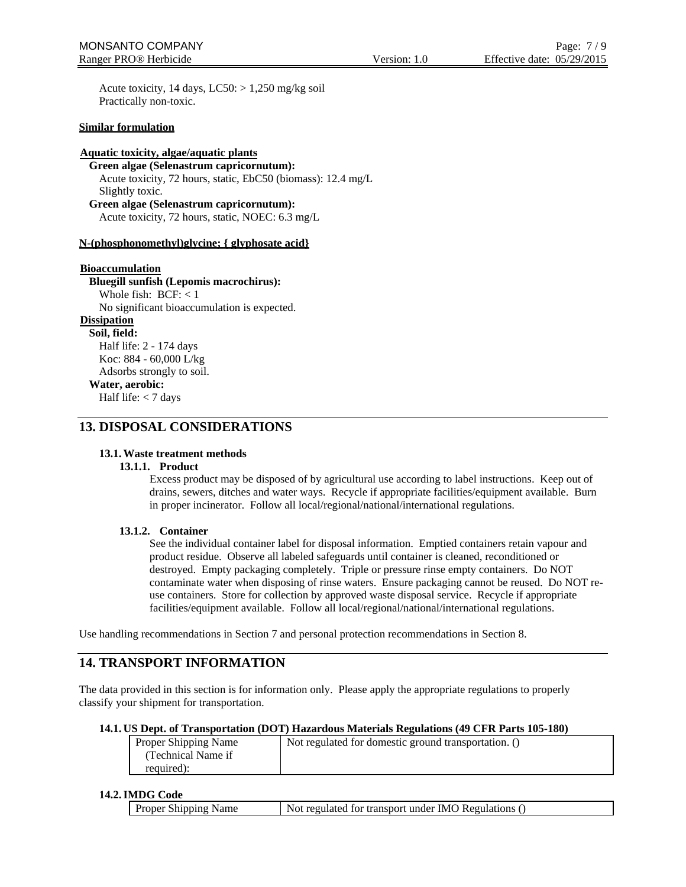Acute toxicity, 14 days, LC50: > 1,250 mg/kg soil
Practically non-toxic.

**Similar formulation**

**Aquatic toxicity, algae/aquatic plants**

**Green algae (Selenastrum capricornutum):**
Acute toxicity, 72 hours, static, EbC50 (biomass): 12.4 mg/L
Slightly toxic.

**Green algae (Selenastrum capricornutum):**
Acute toxicity, 72 hours, static, NOEC: 6.3 mg/L

**N-(phosphonomethyl)glycine; { glyphosate acid}**

**Bioaccumulation**

**Bluegill sunfish (Lepomis macrochirus):**
Whole fish: BCF: < 1
No significant bioaccumulation is expected.

**Dissipation**

**Soil, field:**
Half life: 2 - 174 days
Koc: 884 - 60,000 L/kg
Adsorbs strongly to soil.

**Water, aerobic:**
Half life: < 7 days

## 13. DISPOSAL CONSIDERATIONS

### 13.1. Waste treatment methods

#### 13.1.1. Product

Excess product may be disposed of by agricultural use according to label instructions. Keep out of drains, sewers, ditches and water ways. Recycle if appropriate facilities/equipment available. Burn in proper incinerator. Follow all local/regional/national/international regulations.

#### 13.1.2. Container

See the individual container label for disposal information. Emptied containers retain vapour and product residue. Observe all labeled safeguards until container is cleaned, reconditioned or destroyed. Empty packaging completely. Triple or pressure rinse empty containers. Do NOT contaminate water when disposing of rinse waters. Ensure packaging cannot be reused. Do NOT re-use containers. Store for collection by approved waste disposal service. Recycle if appropriate facilities/equipment available. Follow all local/regional/national/international regulations.

Use handling recommendations in Section 7 and personal protection recommendations in Section 8.

## 14. TRANSPORT INFORMATION

The data provided in this section is for information only. Please apply the appropriate regulations to properly classify your shipment for transportation.

### 14.1. US Dept. of Transportation (DOT) Hazardous Materials Regulations (49 CFR Parts 105-180)

| Proper Shipping Name (Technical Name if required): | Not regulated for domestic ground transportation. () |
|---|---|

### 14.2. IMDG Code

| Proper Shipping Name | Not regulated for transport under IMO Regulations () |
|---|---|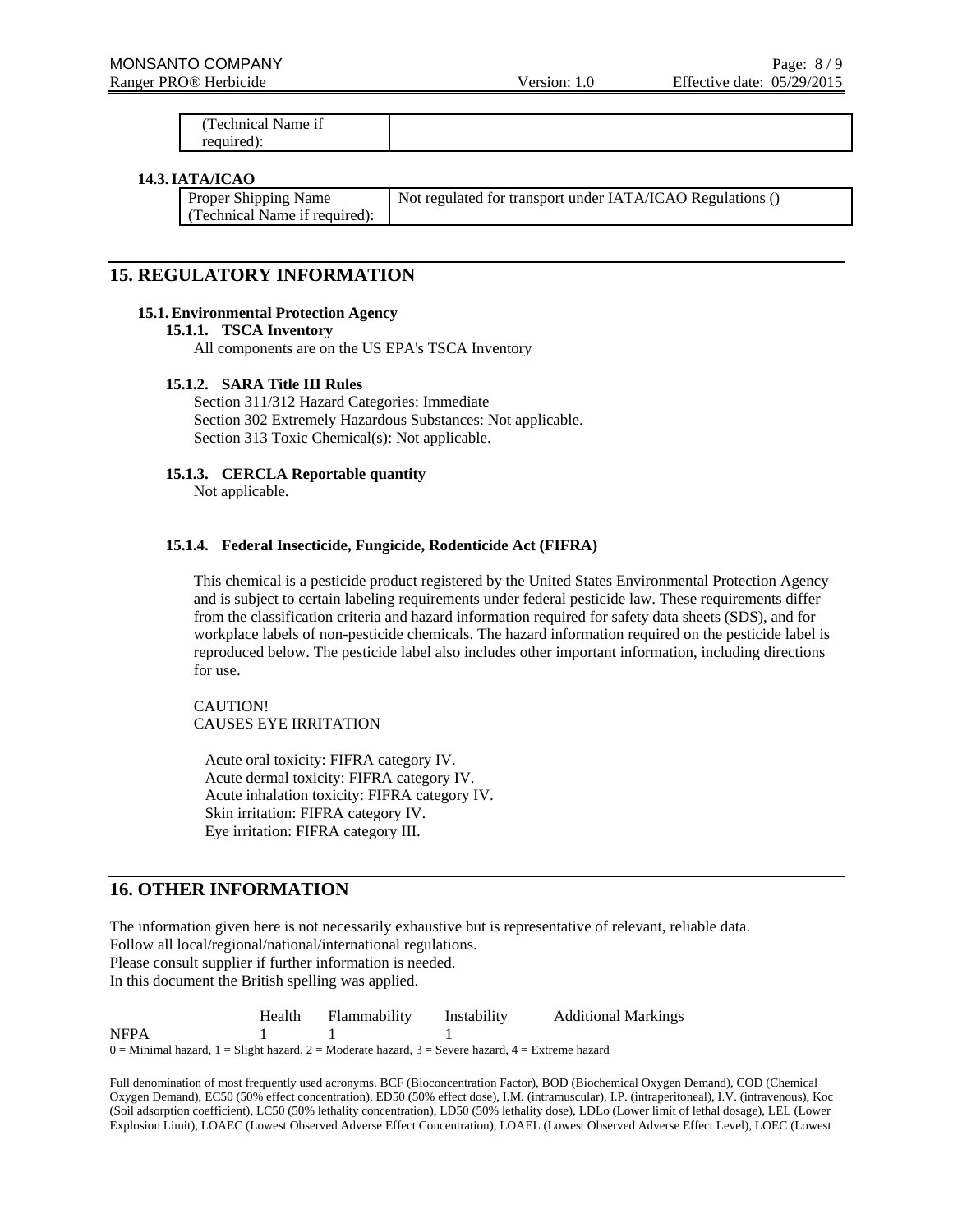| (Technical Name if required): | |
|---|---|

**14.3. IATA/ICAO**

| Proper Shipping Name (Technical Name if required): | Not regulated for transport under IATA/ICAO Regulations () |
|---|---|

## 15. REGULATORY INFORMATION

### 15.1. Environmental Protection Agency

#### 15.1.1. TSCA Inventory

All components are on the US EPA's TSCA Inventory

#### 15.1.2. SARA Title III Rules

Section 311/312 Hazard Categories: Immediate
Section 302 Extremely Hazardous Substances: Not applicable.
Section 313 Toxic Chemical(s): Not applicable.

#### 15.1.3. CERCLA Reportable quantity

Not applicable.

#### 15.1.4. Federal Insecticide, Fungicide, Rodenticide Act (FIFRA)

This chemical is a pesticide product registered by the United States Environmental Protection Agency and is subject to certain labeling requirements under federal pesticide law. These requirements differ from the classification criteria and hazard information required for safety data sheets (SDS), and for workplace labels of non-pesticide chemicals. The hazard information required on the pesticide label is reproduced below. The pesticide label also includes other important information, including directions for use.

CAUTION!
CAUSES EYE IRRITATION

Acute oral toxicity: FIFRA category IV.
Acute dermal toxicity: FIFRA category IV.
Acute inhalation toxicity: FIFRA category IV.
Skin irritation: FIFRA category IV.
Eye irritation: FIFRA category III.

## 16. OTHER INFORMATION

The information given here is not necessarily exhaustive but is representative of relevant, reliable data.
Follow all local/regional/national/international regulations.
Please consult supplier if further information is needed.
In this document the British spelling was applied.

| | Health | Flammability | Instability | Additional Markings |
|---|---|---|---|---|
| NFPA | 1 | 1 | 1 | |

0 = Minimal hazard, 1 = Slight hazard, 2 = Moderate hazard, 3 = Severe hazard, 4 = Extreme hazard

Full denomination of most frequently used acronyms. BCF (Bioconcentration Factor), BOD (Biochemical Oxygen Demand), COD (Chemical Oxygen Demand), EC50 (50% effect concentration), ED50 (50% effect dose), I.M. (intramuscular), I.P. (intraperitoneal), I.V. (intravenous), Koc (Soil adsorption coefficient), LC50 (50% lethality concentration), LD50 (50% lethality dose), LDLo (Lower limit of lethal dosage), LEL (Lower Explosion Limit), LOAEC (Lowest Observed Adverse Effect Concentration), LOAEL (Lowest Observed Adverse Effect Level), LOEC (Lowest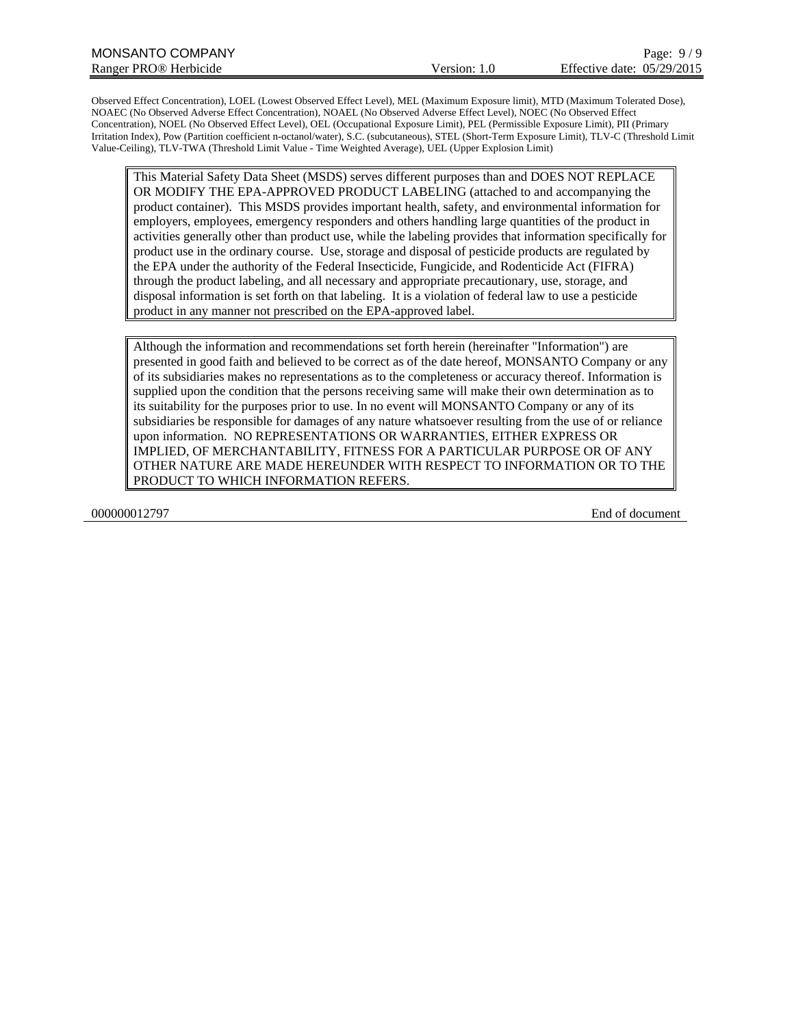Observed Effect Concentration), LOEL (Lowest Observed Effect Level), MEL (Maximum Exposure limit), MTD (Maximum Tolerated Dose), NOAEC (No Observed Adverse Effect Concentration), NOAEL (No Observed Adverse Effect Level), NOEC (No Observed Effect Concentration), NOEL (No Observed Effect Level), OEL (Occupational Exposure Limit), PEL (Permissible Exposure Limit), PII (Primary Irritation Index), Pow (Partition coefficient n-octanol/water), S.C. (subcutaneous), STEL (Short-Term Exposure Limit), TLV-C (Threshold Limit Value-Ceiling), TLV-TWA (Threshold Limit Value - Time Weighted Average), UEL (Upper Explosion Limit)

This Material Safety Data Sheet (MSDS) serves different purposes than and DOES NOT REPLACE OR MODIFY THE EPA-APPROVED PRODUCT LABELING (attached to and accompanying the product container). This MSDS provides important health, safety, and environmental information for employers, employees, emergency responders and others handling large quantities of the product in activities generally other than product use, while the labeling provides that information specifically for product use in the ordinary course. Use, storage and disposal of pesticide products are regulated by the EPA under the authority of the Federal Insecticide, Fungicide, and Rodenticide Act (FIFRA) through the product labeling, and all necessary and appropriate precautionary, use, storage, and disposal information is set forth on that labeling. It is a violation of federal law to use a pesticide product in any manner not prescribed on the EPA-approved label.

Although the information and recommendations set forth herein (hereinafter "Information") are presented in good faith and believed to be correct as of the date hereof, MONSANTO Company or any of its subsidiaries makes no representations as to the completeness or accuracy thereof. Information is supplied upon the condition that the persons receiving same will make their own determination as to its suitability for the purposes prior to use. In no event will MONSANTO Company or any of its subsidiaries be responsible for damages of any nature whatsoever resulting from the use of or reliance upon information. NO REPRESENTATIONS OR WARRANTIES, EITHER EXPRESS OR IMPLIED, OF MERCHANTABILITY, FITNESS FOR A PARTICULAR PURPOSE OR OF ANY OTHER NATURE ARE MADE HEREUNDER WITH RESPECT TO INFORMATION OR TO THE PRODUCT TO WHICH INFORMATION REFERS.

000000012797 End of document